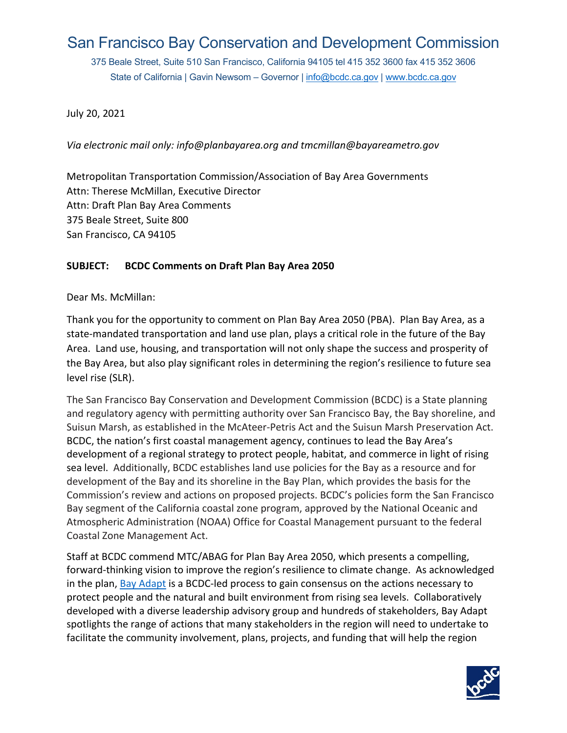# San Francisco Bay Conservation and Development Commission

375 Beale Street, Suite 510 San Francisco, California 94105 tel 415 352 3600 fax 415 352 3606
State of California | Gavin Newsom – Governor | info@bcdc.ca.gov | www.bcdc.ca.gov

July 20, 2021

*Via electronic mail only: info@planbayarea.org and tmcmillan@bayareametro.gov*

Metropolitan Transportation Commission/Association of Bay Area Governments
Attn: Therese McMillan, Executive Director
Attn: Draft Plan Bay Area Comments
375 Beale Street, Suite 800
San Francisco, CA 94105

**SUBJECT: BCDC Comments on Draft Plan Bay Area 2050**

Dear Ms. McMillan:

Thank you for the opportunity to comment on Plan Bay Area 2050 (PBA). Plan Bay Area, as a state-mandated transportation and land use plan, plays a critical role in the future of the Bay Area. Land use, housing, and transportation will not only shape the success and prosperity of the Bay Area, but also play significant roles in determining the region's resilience to future sea level rise (SLR).

The San Francisco Bay Conservation and Development Commission (BCDC) is a State planning and regulatory agency with permitting authority over San Francisco Bay, the Bay shoreline, and Suisun Marsh, as established in the McAteer-Petris Act and the Suisun Marsh Preservation Act. BCDC, the nation's first coastal management agency, continues to lead the Bay Area's development of a regional strategy to protect people, habitat, and commerce in light of rising sea level. Additionally, BCDC establishes land use policies for the Bay as a resource and for development of the Bay and its shoreline in the Bay Plan, which provides the basis for the Commission's review and actions on proposed projects. BCDC's policies form the San Francisco Bay segment of the California coastal zone program, approved by the National Oceanic and Atmospheric Administration (NOAA) Office for Coastal Management pursuant to the federal Coastal Zone Management Act.

Staff at BCDC commend MTC/ABAG for Plan Bay Area 2050, which presents a compelling, forward-thinking vision to improve the region's resilience to climate change. As acknowledged in the plan, Bay Adapt is a BCDC-led process to gain consensus on the actions necessary to protect people and the natural and built environment from rising sea levels. Collaboratively developed with a diverse leadership advisory group and hundreds of stakeholders, Bay Adapt spotlights the range of actions that many stakeholders in the region will need to undertake to facilitate the community involvement, plans, projects, and funding that will help the region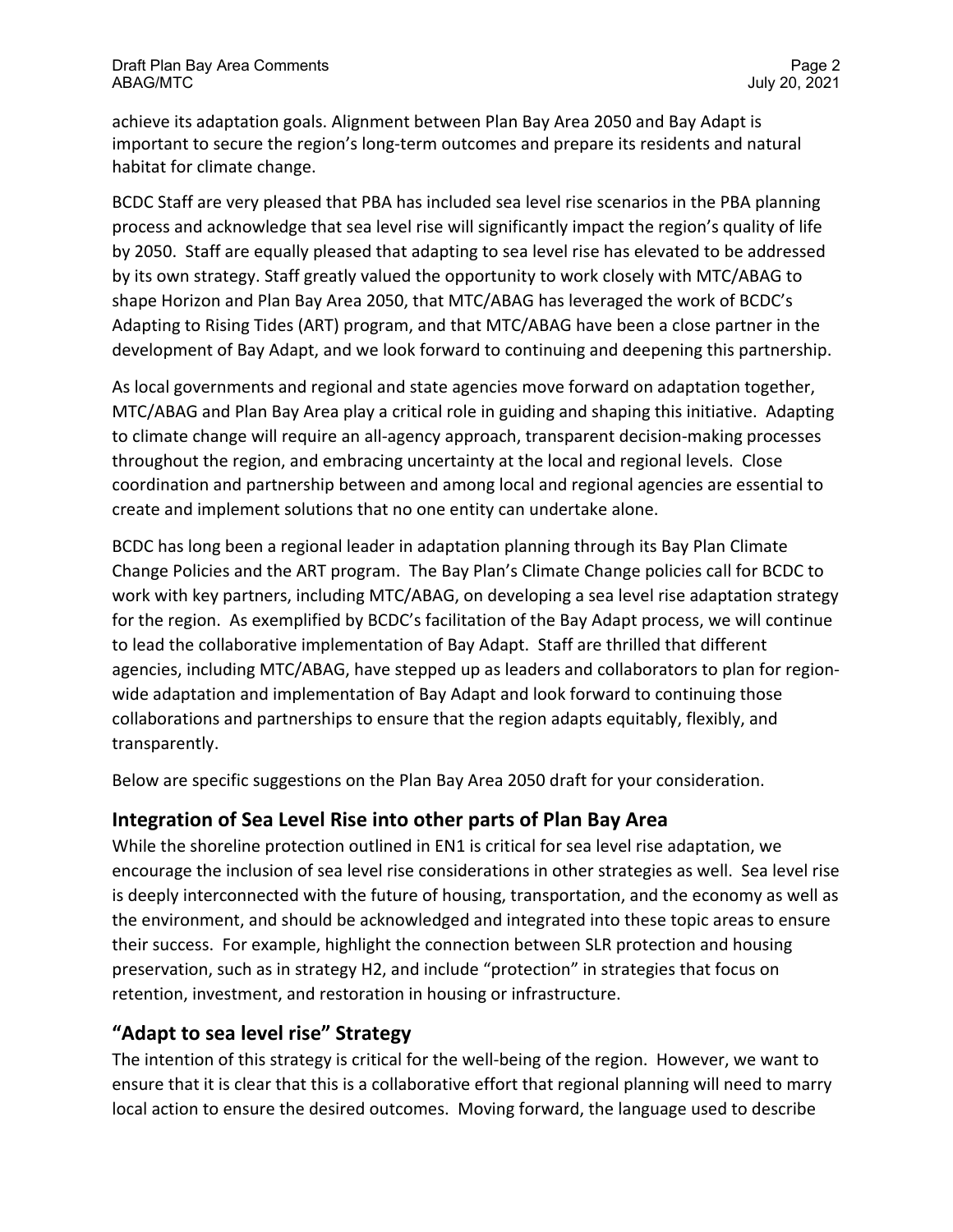achieve its adaptation goals. Alignment between Plan Bay Area 2050 and Bay Adapt is important to secure the region's long-term outcomes and prepare its residents and natural habitat for climate change.

BCDC Staff are very pleased that PBA has included sea level rise scenarios in the PBA planning process and acknowledge that sea level rise will significantly impact the region's quality of life by 2050. Staff are equally pleased that adapting to sea level rise has elevated to be addressed by its own strategy. Staff greatly valued the opportunity to work closely with MTC/ABAG to shape Horizon and Plan Bay Area 2050, that MTC/ABAG has leveraged the work of BCDC's Adapting to Rising Tides (ART) program, and that MTC/ABAG have been a close partner in the development of Bay Adapt, and we look forward to continuing and deepening this partnership.

As local governments and regional and state agencies move forward on adaptation together, MTC/ABAG and Plan Bay Area play a critical role in guiding and shaping this initiative. Adapting to climate change will require an all-agency approach, transparent decision-making processes throughout the region, and embracing uncertainty at the local and regional levels. Close coordination and partnership between and among local and regional agencies are essential to create and implement solutions that no one entity can undertake alone.

BCDC has long been a regional leader in adaptation planning through its Bay Plan Climate Change Policies and the ART program. The Bay Plan's Climate Change policies call for BCDC to work with key partners, including MTC/ABAG, on developing a sea level rise adaptation strategy for the region. As exemplified by BCDC's facilitation of the Bay Adapt process, we will continue to lead the collaborative implementation of Bay Adapt. Staff are thrilled that different agencies, including MTC/ABAG, have stepped up as leaders and collaborators to plan for region-wide adaptation and implementation of Bay Adapt and look forward to continuing those collaborations and partnerships to ensure that the region adapts equitably, flexibly, and transparently.

Below are specific suggestions on the Plan Bay Area 2050 draft for your consideration.

## Integration of Sea Level Rise into other parts of Plan Bay Area

While the shoreline protection outlined in EN1 is critical for sea level rise adaptation, we encourage the inclusion of sea level rise considerations in other strategies as well. Sea level rise is deeply interconnected with the future of housing, transportation, and the economy as well as the environment, and should be acknowledged and integrated into these topic areas to ensure their success. For example, highlight the connection between SLR protection and housing preservation, such as in strategy H2, and include "protection" in strategies that focus on retention, investment, and restoration in housing or infrastructure.

## "Adapt to sea level rise" Strategy

The intention of this strategy is critical for the well-being of the region. However, we want to ensure that it is clear that this is a collaborative effort that regional planning will need to marry local action to ensure the desired outcomes. Moving forward, the language used to describe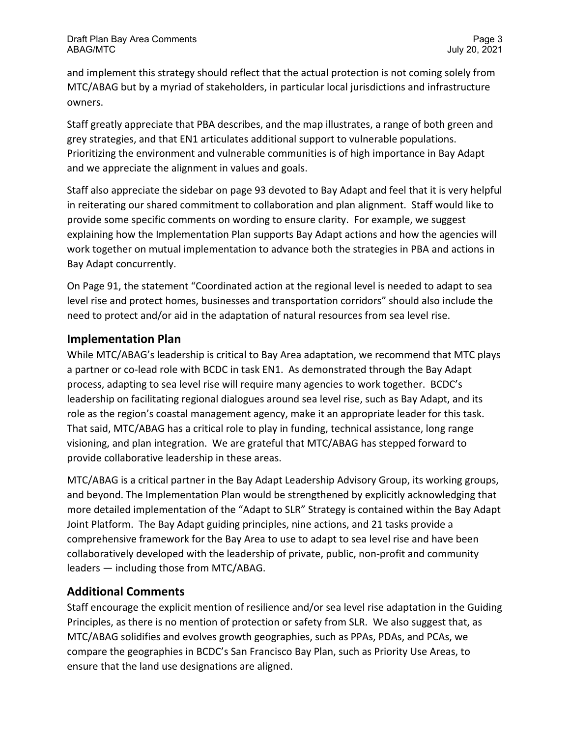and implement this strategy should reflect that the actual protection is not coming solely from MTC/ABAG but by a myriad of stakeholders, in particular local jurisdictions and infrastructure owners.

Staff greatly appreciate that PBA describes, and the map illustrates, a range of both green and grey strategies, and that EN1 articulates additional support to vulnerable populations. Prioritizing the environment and vulnerable communities is of high importance in Bay Adapt and we appreciate the alignment in values and goals.

Staff also appreciate the sidebar on page 93 devoted to Bay Adapt and feel that it is very helpful in reiterating our shared commitment to collaboration and plan alignment. Staff would like to provide some specific comments on wording to ensure clarity. For example, we suggest explaining how the Implementation Plan supports Bay Adapt actions and how the agencies will work together on mutual implementation to advance both the strategies in PBA and actions in Bay Adapt concurrently.

On Page 91, the statement "Coordinated action at the regional level is needed to adapt to sea level rise and protect homes, businesses and transportation corridors" should also include the need to protect and/or aid in the adaptation of natural resources from sea level rise.

## Implementation Plan

While MTC/ABAG's leadership is critical to Bay Area adaptation, we recommend that MTC plays a partner or co-lead role with BCDC in task EN1. As demonstrated through the Bay Adapt process, adapting to sea level rise will require many agencies to work together. BCDC's leadership on facilitating regional dialogues around sea level rise, such as Bay Adapt, and its role as the region's coastal management agency, make it an appropriate leader for this task. That said, MTC/ABAG has a critical role to play in funding, technical assistance, long range visioning, and plan integration. We are grateful that MTC/ABAG has stepped forward to provide collaborative leadership in these areas.

MTC/ABAG is a critical partner in the Bay Adapt Leadership Advisory Group, its working groups, and beyond. The Implementation Plan would be strengthened by explicitly acknowledging that more detailed implementation of the "Adapt to SLR" Strategy is contained within the Bay Adapt Joint Platform. The Bay Adapt guiding principles, nine actions, and 21 tasks provide a comprehensive framework for the Bay Area to use to adapt to sea level rise and have been collaboratively developed with the leadership of private, public, non-profit and community leaders — including those from MTC/ABAG.

## Additional Comments

Staff encourage the explicit mention of resilience and/or sea level rise adaptation in the Guiding Principles, as there is no mention of protection or safety from SLR. We also suggest that, as MTC/ABAG solidifies and evolves growth geographies, such as PPAs, PDAs, and PCAs, we compare the geographies in BCDC's San Francisco Bay Plan, such as Priority Use Areas, to ensure that the land use designations are aligned.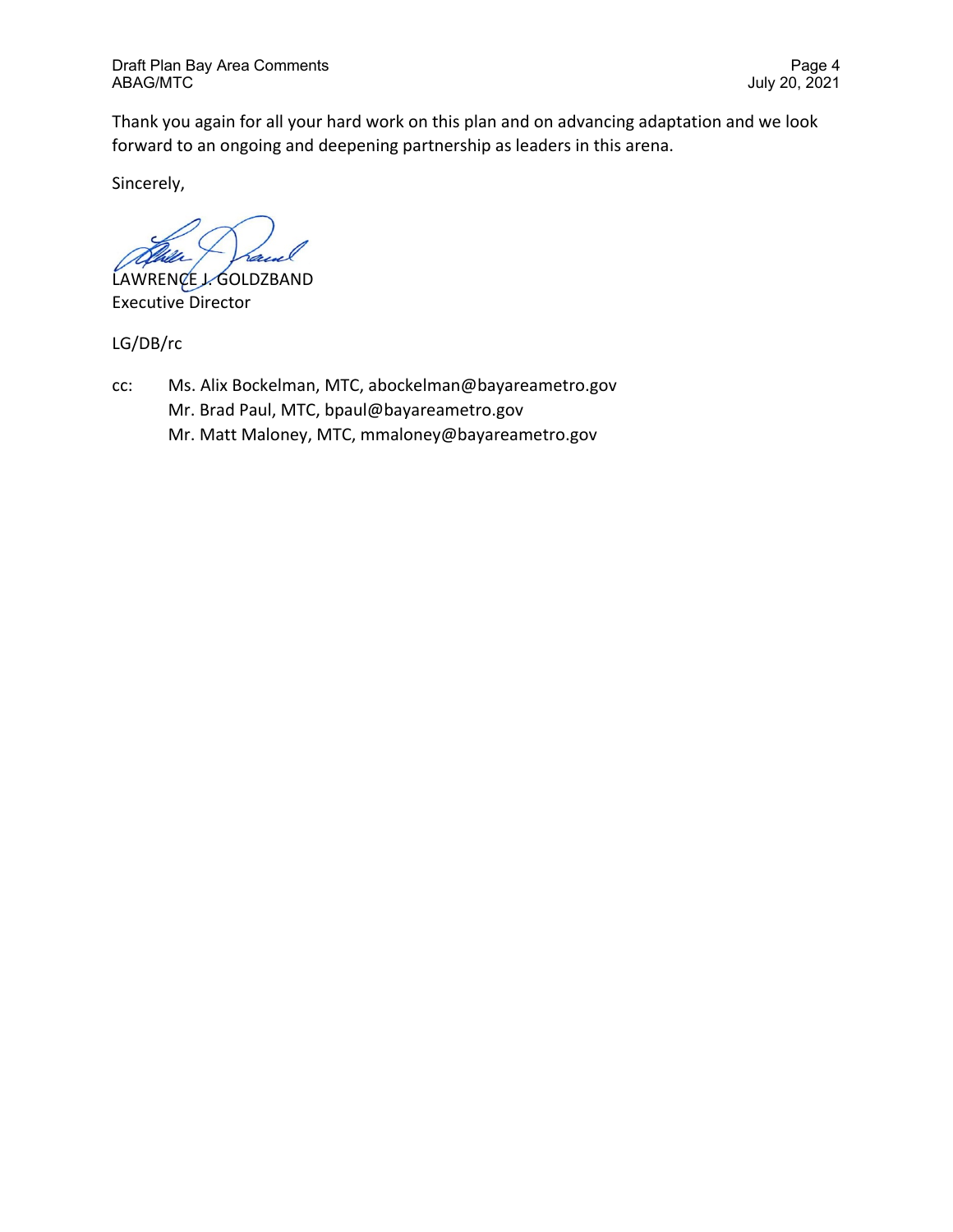Thank you again for all your hard work on this plan and on advancing adaptation and we look forward to an ongoing and deepening partnership as leaders in this arena.

Sincerely,

LAWRENCE J. GOLDZBAND
Executive Director

LG/DB/rc

cc: Ms. Alix Bockelman, MTC, abockelman@bayareametro.gov
Mr. Brad Paul, MTC, bpaul@bayareametro.gov
Mr. Matt Maloney, MTC, mmaloney@bayareametro.gov